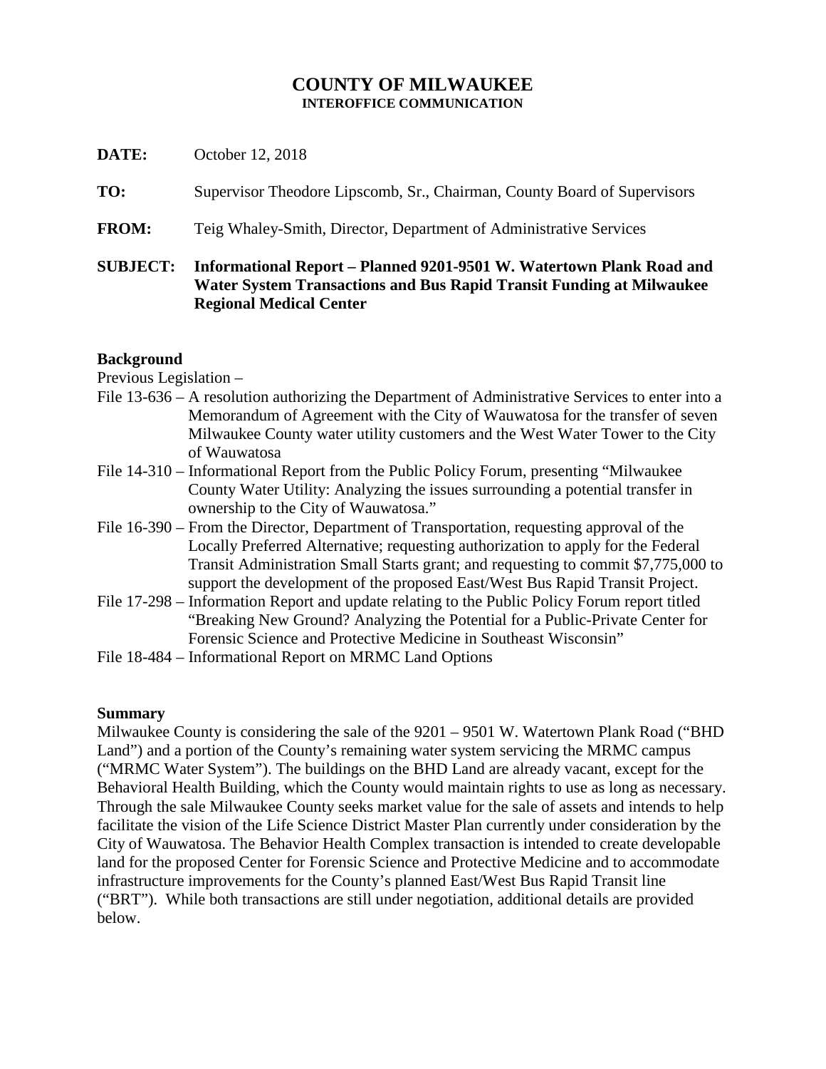# COUNTY OF MILWAUKEE
**INTEROFFICE COMMUNICATION**

**DATE:** October 12, 2018

**TO:** Supervisor Theodore Lipscomb, Sr., Chairman, County Board of Supervisors

**FROM:** Teig Whaley-Smith, Director, Department of Administrative Services

**SUBJECT: Informational Report – Planned 9201-9501 W. Watertown Plank Road and Water System Transactions and Bus Rapid Transit Funding at Milwaukee Regional Medical Center**

## Background

Previous Legislation –

- File 13-636 – A resolution authorizing the Department of Administrative Services to enter into a Memorandum of Agreement with the City of Wauwatosa for the transfer of seven Milwaukee County water utility customers and the West Water Tower to the City of Wauwatosa
- File 14-310 – Informational Report from the Public Policy Forum, presenting "Milwaukee County Water Utility: Analyzing the issues surrounding a potential transfer in ownership to the City of Wauwatosa."
- File 16-390 – From the Director, Department of Transportation, requesting approval of the Locally Preferred Alternative; requesting authorization to apply for the Federal Transit Administration Small Starts grant; and requesting to commit $7,775,000 to support the development of the proposed East/West Bus Rapid Transit Project.
- File 17-298 – Information Report and update relating to the Public Policy Forum report titled "Breaking New Ground? Analyzing the Potential for a Public-Private Center for Forensic Science and Protective Medicine in Southeast Wisconsin"
- File 18-484 – Informational Report on MRMC Land Options

## Summary

Milwaukee County is considering the sale of the 9201 – 9501 W. Watertown Plank Road ("BHD Land") and a portion of the County's remaining water system servicing the MRMC campus ("MRMC Water System"). The buildings on the BHD Land are already vacant, except for the Behavioral Health Building, which the County would maintain rights to use as long as necessary. Through the sale Milwaukee County seeks market value for the sale of assets and intends to help facilitate the vision of the Life Science District Master Plan currently under consideration by the City of Wauwatosa. The Behavior Health Complex transaction is intended to create developable land for the proposed Center for Forensic Science and Protective Medicine and to accommodate infrastructure improvements for the County's planned East/West Bus Rapid Transit line ("BRT"). While both transactions are still under negotiation, additional details are provided below.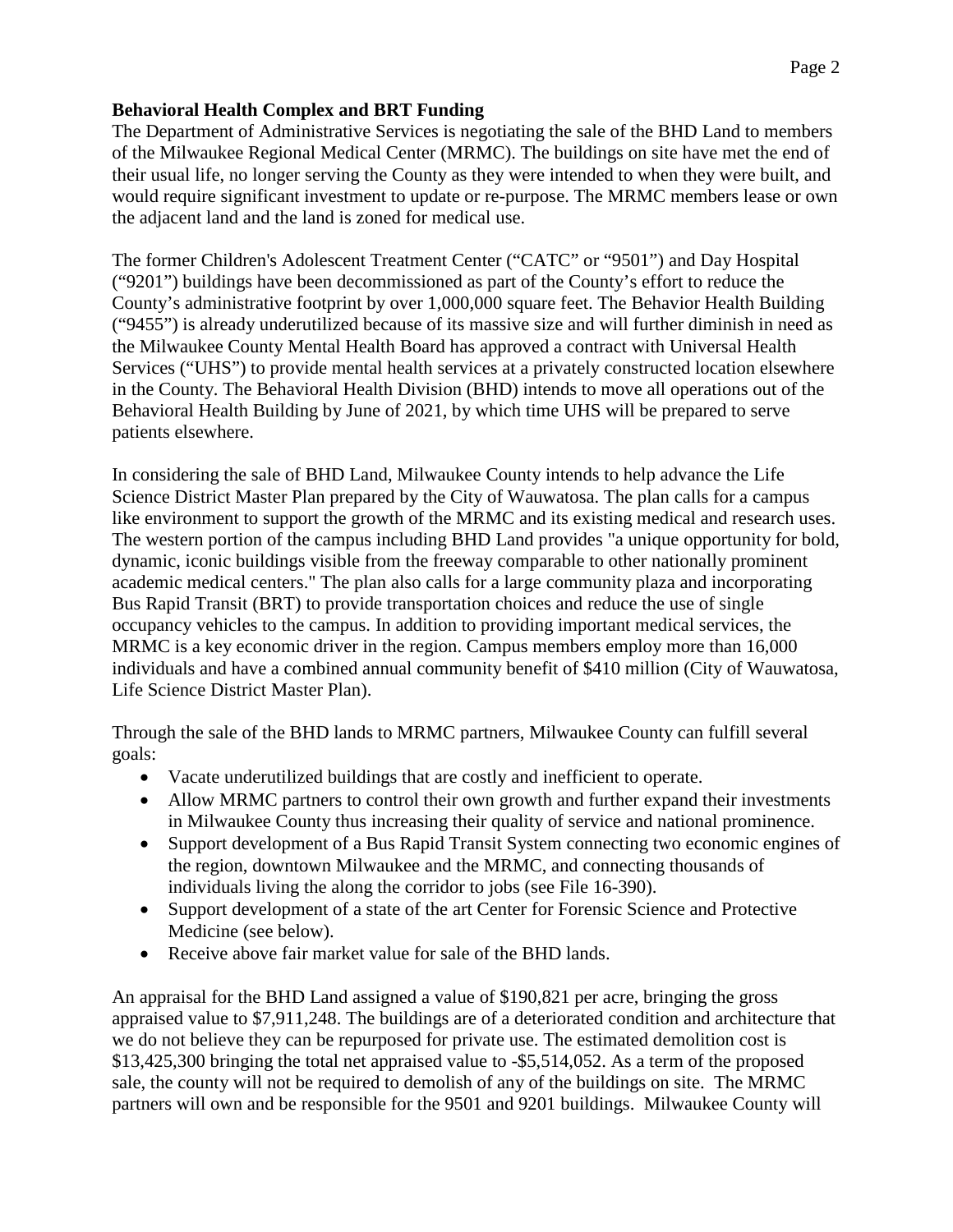**Behavioral Health Complex and BRT Funding**

The Department of Administrative Services is negotiating the sale of the BHD Land to members of the Milwaukee Regional Medical Center (MRMC). The buildings on site have met the end of their usual life, no longer serving the County as they were intended to when they were built, and would require significant investment to update or re-purpose. The MRMC members lease or own the adjacent land and the land is zoned for medical use.

The former Children's Adolescent Treatment Center ("CATC" or "9501") and Day Hospital ("9201") buildings have been decommissioned as part of the County's effort to reduce the County's administrative footprint by over 1,000,000 square feet. The Behavior Health Building ("9455") is already underutilized because of its massive size and will further diminish in need as the Milwaukee County Mental Health Board has approved a contract with Universal Health Services ("UHS") to provide mental health services at a privately constructed location elsewhere in the County. The Behavioral Health Division (BHD) intends to move all operations out of the Behavioral Health Building by June of 2021, by which time UHS will be prepared to serve patients elsewhere.

In considering the sale of BHD Land, Milwaukee County intends to help advance the Life Science District Master Plan prepared by the City of Wauwatosa. The plan calls for a campus like environment to support the growth of the MRMC and its existing medical and research uses. The western portion of the campus including BHD Land provides "a unique opportunity for bold, dynamic, iconic buildings visible from the freeway comparable to other nationally prominent academic medical centers." The plan also calls for a large community plaza and incorporating Bus Rapid Transit (BRT) to provide transportation choices and reduce the use of single occupancy vehicles to the campus. In addition to providing important medical services, the MRMC is a key economic driver in the region. Campus members employ more than 16,000 individuals and have a combined annual community benefit of $410 million (City of Wauwatosa, Life Science District Master Plan).

Through the sale of the BHD lands to MRMC partners, Milwaukee County can fulfill several goals:

- Vacate underutilized buildings that are costly and inefficient to operate.
- Allow MRMC partners to control their own growth and further expand their investments in Milwaukee County thus increasing their quality of service and national prominence.
- Support development of a Bus Rapid Transit System connecting two economic engines of the region, downtown Milwaukee and the MRMC, and connecting thousands of individuals living the along the corridor to jobs (see File 16-390).
- Support development of a state of the art Center for Forensic Science and Protective Medicine (see below).
- Receive above fair market value for sale of the BHD lands.

An appraisal for the BHD Land assigned a value of $190,821 per acre, bringing the gross appraised value to $7,911,248. The buildings are of a deteriorated condition and architecture that we do not believe they can be repurposed for private use. The estimated demolition cost is $13,425,300 bringing the total net appraised value to -$5,514,052. As a term of the proposed sale, the county will not be required to demolish of any of the buildings on site. The MRMC partners will own and be responsible for the 9501 and 9201 buildings. Milwaukee County will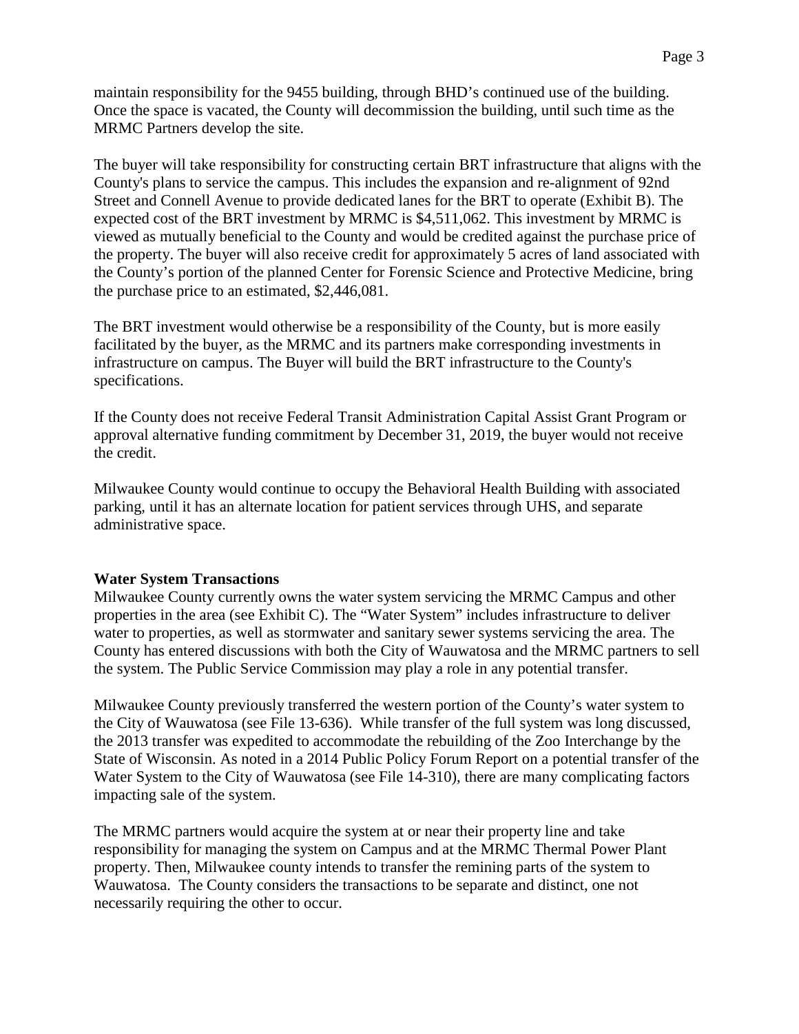maintain responsibility for the 9455 building, through BHD's continued use of the building. Once the space is vacated, the County will decommission the building, until such time as the MRMC Partners develop the site.

The buyer will take responsibility for constructing certain BRT infrastructure that aligns with the County's plans to service the campus. This includes the expansion and re-alignment of 92nd Street and Connell Avenue to provide dedicated lanes for the BRT to operate (Exhibit B). The expected cost of the BRT investment by MRMC is $4,511,062. This investment by MRMC is viewed as mutually beneficial to the County and would be credited against the purchase price of the property. The buyer will also receive credit for approximately 5 acres of land associated with the County's portion of the planned Center for Forensic Science and Protective Medicine, bring the purchase price to an estimated, $2,446,081.

The BRT investment would otherwise be a responsibility of the County, but is more easily facilitated by the buyer, as the MRMC and its partners make corresponding investments in infrastructure on campus. The Buyer will build the BRT infrastructure to the County's specifications.

If the County does not receive Federal Transit Administration Capital Assist Grant Program or approval alternative funding commitment by December 31, 2019, the buyer would not receive the credit.

Milwaukee County would continue to occupy the Behavioral Health Building with associated parking, until it has an alternate location for patient services through UHS, and separate administrative space.

**Water System Transactions**

Milwaukee County currently owns the water system servicing the MRMC Campus and other properties in the area (see Exhibit C). The "Water System" includes infrastructure to deliver water to properties, as well as stormwater and sanitary sewer systems servicing the area. The County has entered discussions with both the City of Wauwatosa and the MRMC partners to sell the system. The Public Service Commission may play a role in any potential transfer.

Milwaukee County previously transferred the western portion of the County's water system to the City of Wauwatosa (see File 13-636). While transfer of the full system was long discussed, the 2013 transfer was expedited to accommodate the rebuilding of the Zoo Interchange by the State of Wisconsin. As noted in a 2014 Public Policy Forum Report on a potential transfer of the Water System to the City of Wauwatosa (see File 14-310), there are many complicating factors impacting sale of the system.

The MRMC partners would acquire the system at or near their property line and take responsibility for managing the system on Campus and at the MRMC Thermal Power Plant property. Then, Milwaukee county intends to transfer the remining parts of the system to Wauwatosa. The County considers the transactions to be separate and distinct, one not necessarily requiring the other to occur.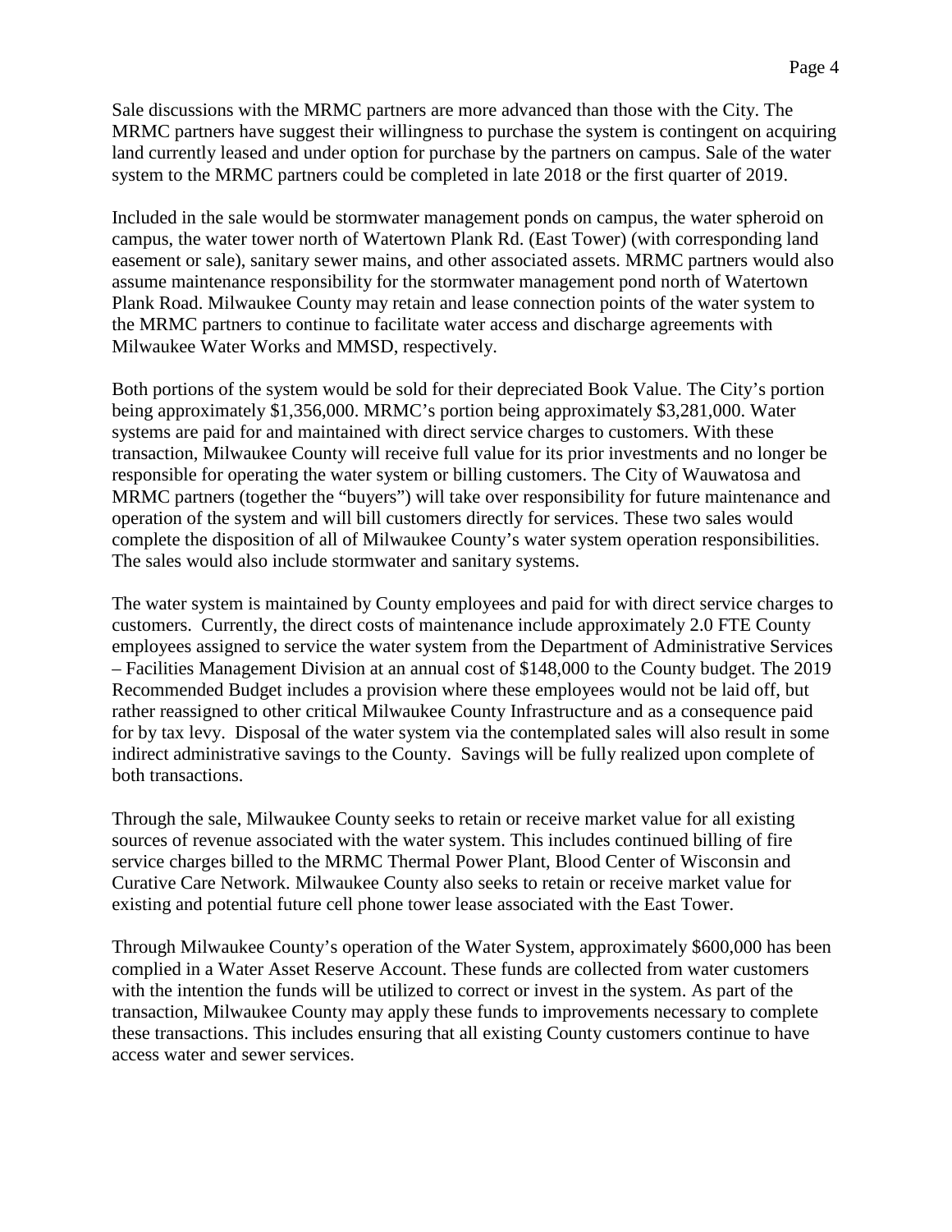Sale discussions with the MRMC partners are more advanced than those with the City. The MRMC partners have suggest their willingness to purchase the system is contingent on acquiring land currently leased and under option for purchase by the partners on campus. Sale of the water system to the MRMC partners could be completed in late 2018 or the first quarter of 2019.

Included in the sale would be stormwater management ponds on campus, the water spheroid on campus, the water tower north of Watertown Plank Rd. (East Tower) (with corresponding land easement or sale), sanitary sewer mains, and other associated assets. MRMC partners would also assume maintenance responsibility for the stormwater management pond north of Watertown Plank Road. Milwaukee County may retain and lease connection points of the water system to the MRMC partners to continue to facilitate water access and discharge agreements with Milwaukee Water Works and MMSD, respectively.

Both portions of the system would be sold for their depreciated Book Value. The City's portion being approximately $1,356,000. MRMC's portion being approximately $3,281,000. Water systems are paid for and maintained with direct service charges to customers. With these transaction, Milwaukee County will receive full value for its prior investments and no longer be responsible for operating the water system or billing customers. The City of Wauwatosa and MRMC partners (together the "buyers") will take over responsibility for future maintenance and operation of the system and will bill customers directly for services. These two sales would complete the disposition of all of Milwaukee County's water system operation responsibilities. The sales would also include stormwater and sanitary systems.

The water system is maintained by County employees and paid for with direct service charges to customers. Currently, the direct costs of maintenance include approximately 2.0 FTE County employees assigned to service the water system from the Department of Administrative Services – Facilities Management Division at an annual cost of $148,000 to the County budget. The 2019 Recommended Budget includes a provision where these employees would not be laid off, but rather reassigned to other critical Milwaukee County Infrastructure and as a consequence paid for by tax levy. Disposal of the water system via the contemplated sales will also result in some indirect administrative savings to the County. Savings will be fully realized upon complete of both transactions.

Through the sale, Milwaukee County seeks to retain or receive market value for all existing sources of revenue associated with the water system. This includes continued billing of fire service charges billed to the MRMC Thermal Power Plant, Blood Center of Wisconsin and Curative Care Network. Milwaukee County also seeks to retain or receive market value for existing and potential future cell phone tower lease associated with the East Tower.

Through Milwaukee County's operation of the Water System, approximately $600,000 has been complied in a Water Asset Reserve Account. These funds are collected from water customers with the intention the funds will be utilized to correct or invest in the system. As part of the transaction, Milwaukee County may apply these funds to improvements necessary to complete these transactions. This includes ensuring that all existing County customers continue to have access water and sewer services.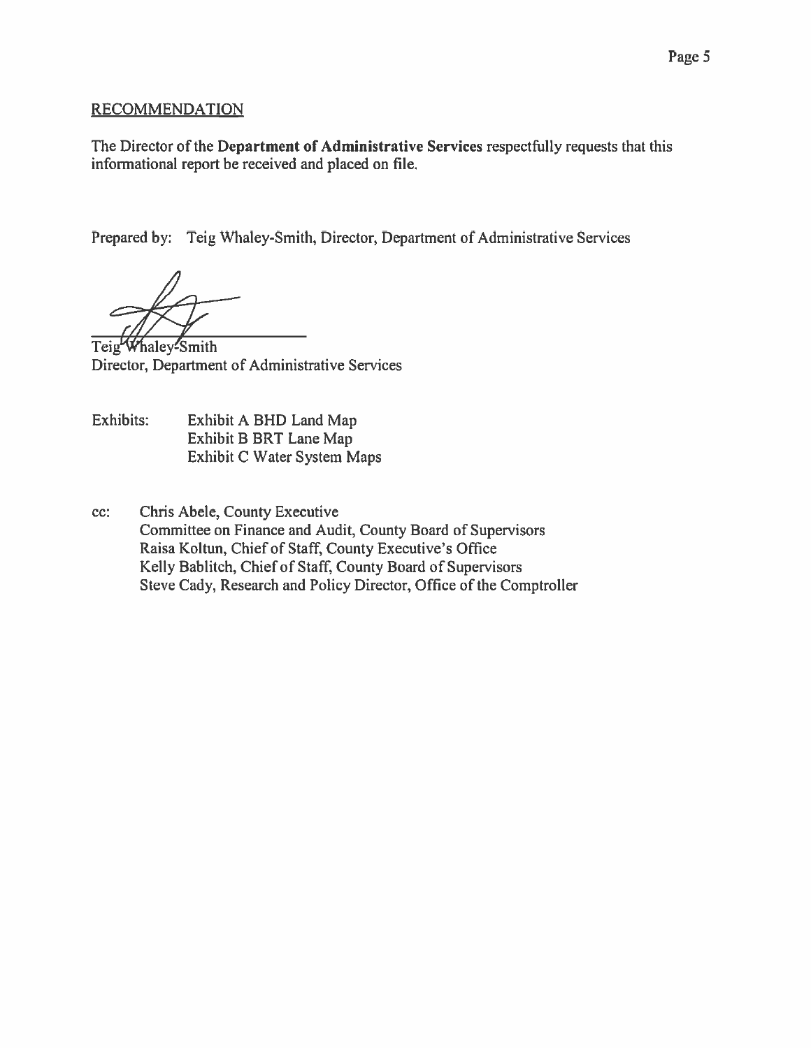## RECOMMENDATION

The Director of the **Department of Administrative Services** respectfully requests that this informational report be received and placed on file.

Prepared by: Teig Whaley-Smith, Director, Department of Administrative Services

Teig Whaley-Smith
Director, Department of Administrative Services

Exhibits: Exhibit A BHD Land Map
Exhibit B BRT Lane Map
Exhibit C Water System Maps

cc: Chris Abele, County Executive
Committee on Finance and Audit, County Board of Supervisors
Raisa Koltun, Chief of Staff, County Executive's Office
Kelly Bablitch, Chief of Staff, County Board of Supervisors
Steve Cady, Research and Policy Director, Office of the Comptroller